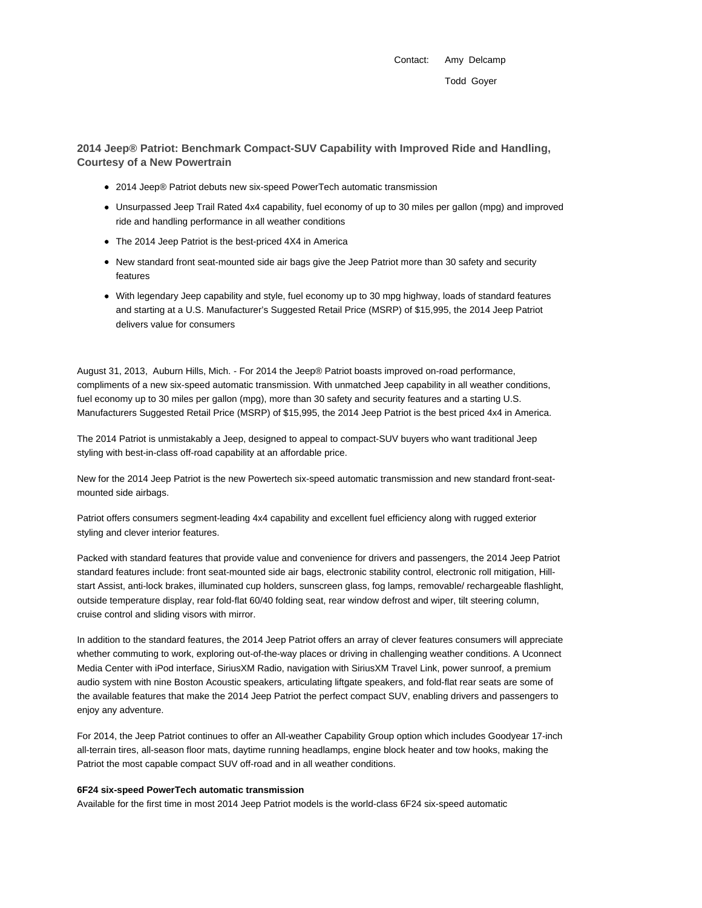Contact: Amy Delcamp

Todd Goyer

## 2014 Jeep® Patriot: Benchmark Compact-SUV Capability with Improved Ride and Handling, Courtesy of a New Powertrain

- 2014 Jeep® Patriot debuts new six-speed PowerTech automatic transmission
- Unsurpassed Jeep Trail Rated 4x4 capability, fuel economy of up to 30 miles per gallon (mpg) and improved ride and handling performance in all weather conditions
- The 2014 Jeep Patriot is the best-priced 4X4 in America
- New standard front seat-mounted side air bags give the Jeep Patriot more than 30 safety and security features
- With legendary Jeep capability and style, fuel economy up to 30 mpg highway, loads of standard features and starting at a U.S. Manufacturer's Suggested Retail Price (MSRP) of $15,995, the 2014 Jeep Patriot delivers value for consumers

August 31, 2013, Auburn Hills, Mich. - For 2014 the Jeep® Patriot boasts improved on-road performance, compliments of a new six-speed automatic transmission. With unmatched Jeep capability in all weather conditions, fuel economy up to 30 miles per gallon (mpg), more than 30 safety and security features and a starting U.S. Manufacturers Suggested Retail Price (MSRP) of $15,995, the 2014 Jeep Patriot is the best priced 4x4 in America.

The 2014 Patriot is unmistakably a Jeep, designed to appeal to compact-SUV buyers who want traditional Jeep styling with best-in-class off-road capability at an affordable price.

New for the 2014 Jeep Patriot is the new Powertech six-speed automatic transmission and new standard front-seat-mounted side airbags.

Patriot offers consumers segment-leading 4x4 capability and excellent fuel efficiency along with rugged exterior styling and clever interior features.

Packed with standard features that provide value and convenience for drivers and passengers, the 2014 Jeep Patriot standard features include: front seat-mounted side air bags, electronic stability control, electronic roll mitigation, Hill-start Assist, anti-lock brakes, illuminated cup holders, sunscreen glass, fog lamps, removable/ rechargeable flashlight, outside temperature display, rear fold-flat 60/40 folding seat, rear window defrost and wiper, tilt steering column, cruise control and sliding visors with mirror.

In addition to the standard features, the 2014 Jeep Patriot offers an array of clever features consumers will appreciate whether commuting to work, exploring out-of-the-way places or driving in challenging weather conditions. A Uconnect Media Center with iPod interface, SiriusXM Radio, navigation with SiriusXM Travel Link, power sunroof, a premium audio system with nine Boston Acoustic speakers, articulating liftgate speakers, and fold-flat rear seats are some of the available features that make the 2014 Jeep Patriot the perfect compact SUV, enabling drivers and passengers to enjoy any adventure.

For 2014, the Jeep Patriot continues to offer an All-weather Capability Group option which includes Goodyear 17-inch all-terrain tires, all-season floor mats, daytime running headlamps, engine block heater and tow hooks, making the Patriot the most capable compact SUV off-road and in all weather conditions.

**6F24 six-speed PowerTech automatic transmission**

Available for the first time in most 2014 Jeep Patriot models is the world-class 6F24 six-speed automatic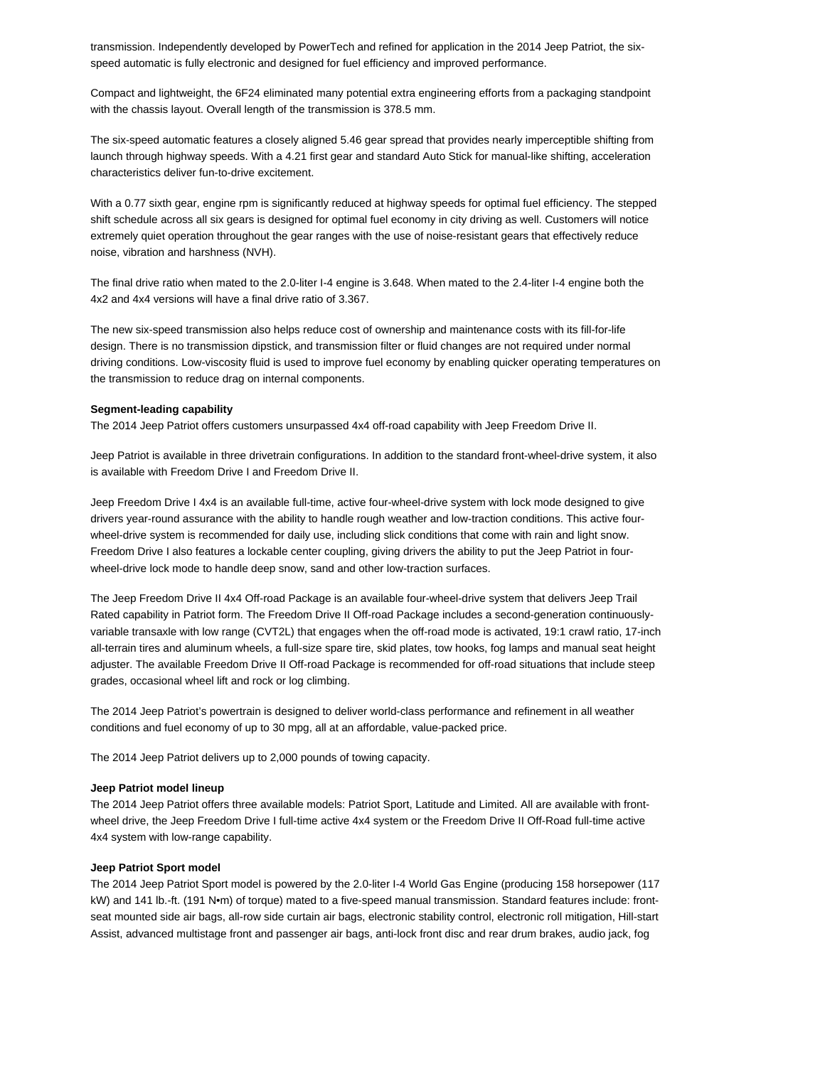transmission. Independently developed by PowerTech and refined for application in the 2014 Jeep Patriot, the six-speed automatic is fully electronic and designed for fuel efficiency and improved performance.

Compact and lightweight, the 6F24 eliminated many potential extra engineering efforts from a packaging standpoint with the chassis layout. Overall length of the transmission is 378.5 mm.

The six-speed automatic features a closely aligned 5.46 gear spread that provides nearly imperceptible shifting from launch through highway speeds. With a 4.21 first gear and standard Auto Stick for manual-like shifting, acceleration characteristics deliver fun-to-drive excitement.

With a 0.77 sixth gear, engine rpm is significantly reduced at highway speeds for optimal fuel efficiency. The stepped shift schedule across all six gears is designed for optimal fuel economy in city driving as well. Customers will notice extremely quiet operation throughout the gear ranges with the use of noise-resistant gears that effectively reduce noise, vibration and harshness (NVH).

The final drive ratio when mated to the 2.0-liter I-4 engine is 3.648. When mated to the 2.4-liter I-4 engine both the 4x2 and 4x4 versions will have a final drive ratio of 3.367.

The new six-speed transmission also helps reduce cost of ownership and maintenance costs with its fill-for-life design. There is no transmission dipstick, and transmission filter or fluid changes are not required under normal driving conditions. Low-viscosity fluid is used to improve fuel economy by enabling quicker operating temperatures on the transmission to reduce drag on internal components.

**Segment-leading capability**

The 2014 Jeep Patriot offers customers unsurpassed 4x4 off-road capability with Jeep Freedom Drive II.

Jeep Patriot is available in three drivetrain configurations. In addition to the standard front-wheel-drive system, it also is available with Freedom Drive I and Freedom Drive II.

Jeep Freedom Drive I 4x4 is an available full-time, active four-wheel-drive system with lock mode designed to give drivers year-round assurance with the ability to handle rough weather and low-traction conditions. This active four-wheel-drive system is recommended for daily use, including slick conditions that come with rain and light snow. Freedom Drive I also features a lockable center coupling, giving drivers the ability to put the Jeep Patriot in four-wheel-drive lock mode to handle deep snow, sand and other low-traction surfaces.

The Jeep Freedom Drive II 4x4 Off-road Package is an available four-wheel-drive system that delivers Jeep Trail Rated capability in Patriot form. The Freedom Drive II Off-road Package includes a second-generation continuously-variable transaxle with low range (CVT2L) that engages when the off-road mode is activated, 19:1 crawl ratio, 17-inch all-terrain tires and aluminum wheels, a full-size spare tire, skid plates, tow hooks, fog lamps and manual seat height adjuster. The available Freedom Drive II Off-road Package is recommended for off-road situations that include steep grades, occasional wheel lift and rock or log climbing.

The 2014 Jeep Patriot's powertrain is designed to deliver world-class performance and refinement in all weather conditions and fuel economy of up to 30 mpg, all at an affordable, value-packed price.

The 2014 Jeep Patriot delivers up to 2,000 pounds of towing capacity.

**Jeep Patriot model lineup**

The 2014 Jeep Patriot offers three available models: Patriot Sport, Latitude and Limited. All are available with front-wheel drive, the Jeep Freedom Drive I full-time active 4x4 system or the Freedom Drive II Off-Road full-time active 4x4 system with low-range capability.

**Jeep Patriot Sport model**

The 2014 Jeep Patriot Sport model is powered by the 2.0-liter I-4 World Gas Engine (producing 158 horsepower (117 kW) and 141 lb.-ft. (191 N•m) of torque) mated to a five-speed manual transmission. Standard features include: front-seat mounted side air bags, all-row side curtain air bags, electronic stability control, electronic roll mitigation, Hill-start Assist, advanced multistage front and passenger air bags, anti-lock front disc and rear drum brakes, audio jack, fog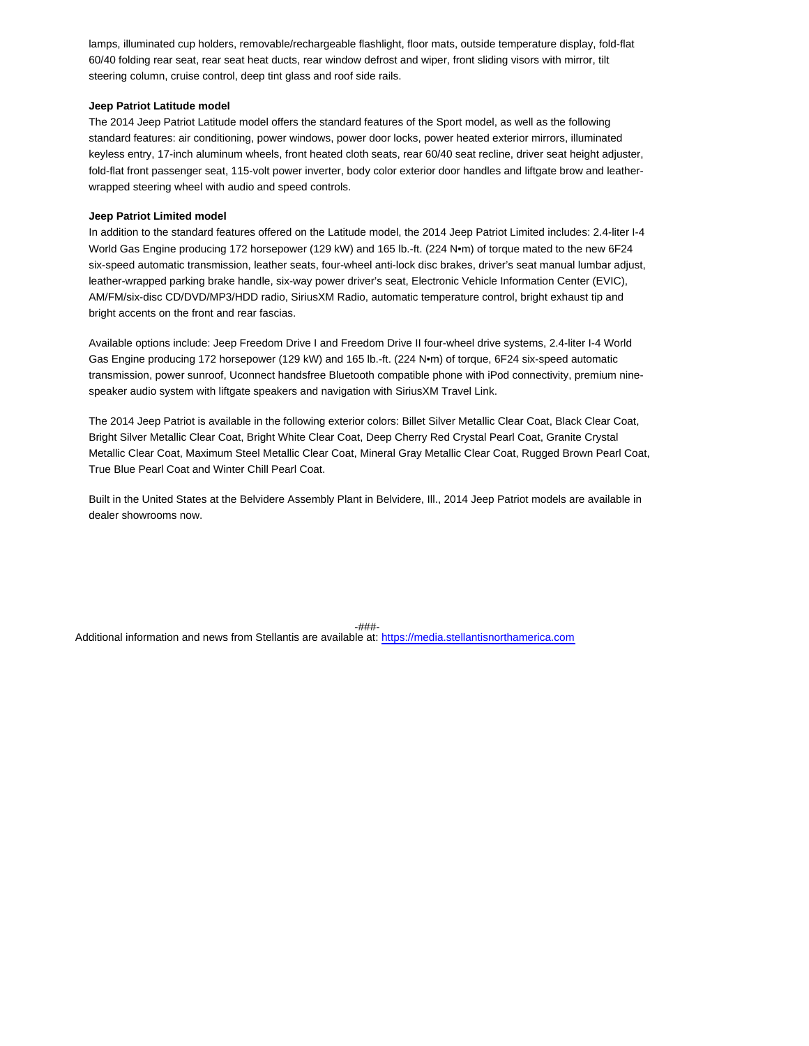lamps, illuminated cup holders, removable/rechargeable flashlight, floor mats, outside temperature display, fold-flat 60/40 folding rear seat, rear seat heat ducts, rear window defrost and wiper, front sliding visors with mirror, tilt steering column, cruise control, deep tint glass and roof side rails.

**Jeep Patriot Latitude model**

The 2014 Jeep Patriot Latitude model offers the standard features of the Sport model, as well as the following standard features: air conditioning, power windows, power door locks, power heated exterior mirrors, illuminated keyless entry, 17-inch aluminum wheels, front heated cloth seats, rear 60/40 seat recline, driver seat height adjuster, fold-flat front passenger seat, 115-volt power inverter, body color exterior door handles and liftgate brow and leather-wrapped steering wheel with audio and speed controls.

**Jeep Patriot Limited model**

In addition to the standard features offered on the Latitude model, the 2014 Jeep Patriot Limited includes: 2.4-liter I-4 World Gas Engine producing 172 horsepower (129 kW) and 165 lb.-ft. (224 N•m) of torque mated to the new 6F24 six-speed automatic transmission, leather seats, four-wheel anti-lock disc brakes, driver's seat manual lumbar adjust, leather-wrapped parking brake handle, six-way power driver's seat, Electronic Vehicle Information Center (EVIC), AM/FM/six-disc CD/DVD/MP3/HDD radio, SiriusXM Radio, automatic temperature control, bright exhaust tip and bright accents on the front and rear fascias.

Available options include: Jeep Freedom Drive I and Freedom Drive II four-wheel drive systems, 2.4-liter I-4 World Gas Engine producing 172 horsepower (129 kW) and 165 lb.-ft. (224 N•m) of torque, 6F24 six-speed automatic transmission, power sunroof, Uconnect handsfree Bluetooth compatible phone with iPod connectivity, premium nine-speaker audio system with liftgate speakers and navigation with SiriusXM Travel Link.

The 2014 Jeep Patriot is available in the following exterior colors: Billet Silver Metallic Clear Coat, Black Clear Coat, Bright Silver Metallic Clear Coat, Bright White Clear Coat, Deep Cherry Red Crystal Pearl Coat, Granite Crystal Metallic Clear Coat, Maximum Steel Metallic Clear Coat, Mineral Gray Metallic Clear Coat, Rugged Brown Pearl Coat, True Blue Pearl Coat and Winter Chill Pearl Coat.

Built in the United States at the Belvidere Assembly Plant in Belvidere, Ill., 2014 Jeep Patriot models are available in dealer showrooms now.

-###-

Additional information and news from Stellantis are available at: https://media.stellantisnorthamerica.com